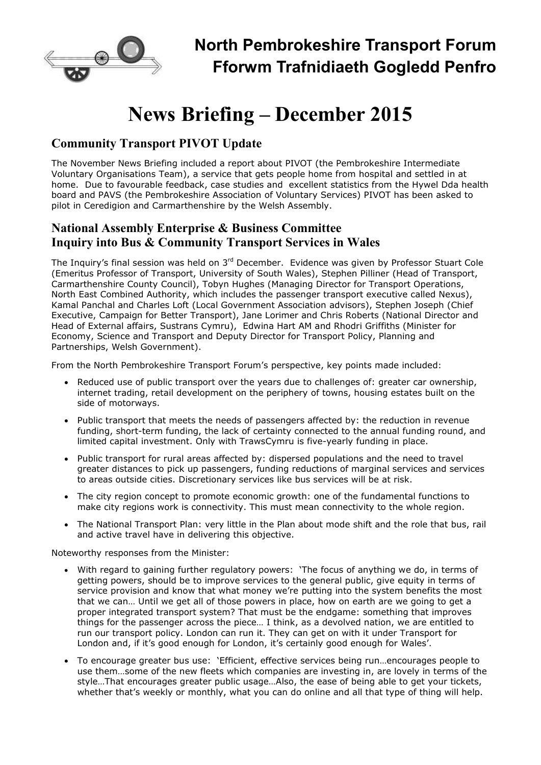# North Pembrokeshire Transport Forum
# Fforwm Trafnidiaeth Gogledd Penfro

# News Briefing – December 2015

## Community Transport PIVOT Update

The November News Briefing included a report about PIVOT (the Pembrokeshire Intermediate Voluntary Organisations Team), a service that gets people home from hospital and settled in at home. Due to favourable feedback, case studies and excellent statistics from the Hywel Dda health board and PAVS (the Pembrokeshire Association of Voluntary Services) PIVOT has been asked to pilot in Ceredigion and Carmarthenshire by the Welsh Assembly.

## National Assembly Enterprise & Business Committee
## Inquiry into Bus & Community Transport Services in Wales

The Inquiry's final session was held on 3rd December. Evidence was given by Professor Stuart Cole (Emeritus Professor of Transport, University of South Wales), Stephen Pilliner (Head of Transport, Carmarthenshire County Council), Tobyn Hughes (Managing Director for Transport Operations, North East Combined Authority, which includes the passenger transport executive called Nexus), Kamal Panchal and Charles Loft (Local Government Association advisors), Stephen Joseph (Chief Executive, Campaign for Better Transport), Jane Lorimer and Chris Roberts (National Director and Head of External affairs, Sustrans Cymru), Edwina Hart AM and Rhodri Griffiths (Minister for Economy, Science and Transport and Deputy Director for Transport Policy, Planning and Partnerships, Welsh Government).

From the North Pembrokeshire Transport Forum's perspective, key points made included:

- Reduced use of public transport over the years due to challenges of: greater car ownership, internet trading, retail development on the periphery of towns, housing estates built on the side of motorways.
- Public transport that meets the needs of passengers affected by: the reduction in revenue funding, short-term funding, the lack of certainty connected to the annual funding round, and limited capital investment. Only with TrawsCymru is five-yearly funding in place.
- Public transport for rural areas affected by: dispersed populations and the need to travel greater distances to pick up passengers, funding reductions of marginal services and services to areas outside cities. Discretionary services like bus services will be at risk.
- The city region concept to promote economic growth: one of the fundamental functions to make city regions work is connectivity. This must mean connectivity to the whole region.
- The National Transport Plan: very little in the Plan about mode shift and the role that bus, rail and active travel have in delivering this objective.

Noteworthy responses from the Minister:

- With regard to gaining further regulatory powers: 'The focus of anything we do, in terms of getting powers, should be to improve services to the general public, give equity in terms of service provision and know that what money we're putting into the system benefits the most that we can… Until we get all of those powers in place, how on earth are we going to get a proper integrated transport system? That must be the endgame: something that improves things for the passenger across the piece… I think, as a devolved nation, we are entitled to run our transport policy. London can run it. They can get on with it under Transport for London and, if it's good enough for London, it's certainly good enough for Wales'.
- To encourage greater bus use: 'Efficient, effective services being run…encourages people to use them…some of the new fleets which companies are investing in, are lovely in terms of the style…That encourages greater public usage…Also, the ease of being able to get your tickets, whether that's weekly or monthly, what you can do online and all that type of thing will help.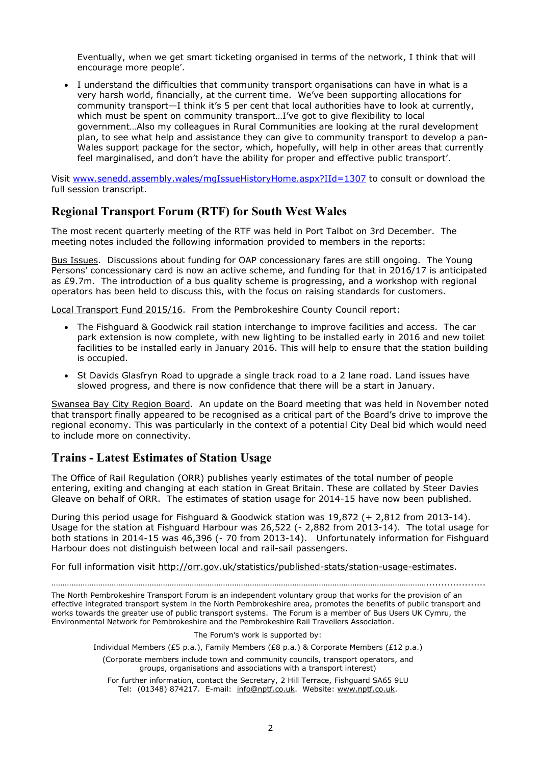Eventually, when we get smart ticketing organised in terms of the network, I think that will encourage more people'.

- I understand the difficulties that community transport organisations can have in what is a very harsh world, financially, at the current time. We've been supporting allocations for community transport—I think it's 5 per cent that local authorities have to look at currently, which must be spent on community transport…I've got to give flexibility to local government…Also my colleagues in Rural Communities are looking at the rural development plan, to see what help and assistance they can give to community transport to develop a pan-Wales support package for the sector, which, hopefully, will help in other areas that currently feel marginalised, and don't have the ability for proper and effective public transport'.

Visit www.senedd.assembly.wales/mgIssueHistoryHome.aspx?IId=1307 to consult or download the full session transcript.

## Regional Transport Forum (RTF) for South West Wales

The most recent quarterly meeting of the RTF was held in Port Talbot on 3rd December. The meeting notes included the following information provided to members in the reports:

Bus Issues. Discussions about funding for OAP concessionary fares are still ongoing. The Young Persons' concessionary card is now an active scheme, and funding for that in 2016/17 is anticipated as £9.7m. The introduction of a bus quality scheme is progressing, and a workshop with regional operators has been held to discuss this, with the focus on raising standards for customers.

Local Transport Fund 2015/16. From the Pembrokeshire County Council report:

- The Fishguard & Goodwick rail station interchange to improve facilities and access. The car park extension is now complete, with new lighting to be installed early in 2016 and new toilet facilities to be installed early in January 2016. This will help to ensure that the station building is occupied.
- St Davids Glasfryn Road to upgrade a single track road to a 2 lane road. Land issues have slowed progress, and there is now confidence that there will be a start in January.

Swansea Bay City Region Board. An update on the Board meeting that was held in November noted that transport finally appeared to be recognised as a critical part of the Board's drive to improve the regional economy. This was particularly in the context of a potential City Deal bid which would need to include more on connectivity.

## Trains - Latest Estimates of Station Usage

The Office of Rail Regulation (ORR) publishes yearly estimates of the total number of people entering, exiting and changing at each station in Great Britain. These are collated by Steer Davies Gleave on behalf of ORR. The estimates of station usage for 2014-15 have now been published.

During this period usage for Fishguard & Goodwick station was 19,872 (+ 2,812 from 2013-14). Usage for the station at Fishguard Harbour was 26,522 (- 2,882 from 2013-14). The total usage for both stations in 2014-15 was 46,396 (- 70 from 2013-14). Unfortunately information for Fishguard Harbour does not distinguish between local and rail-sail passengers.

For full information visit http://orr.gov.uk/statistics/published-stats/station-usage-estimates.

---

The North Pembrokeshire Transport Forum is an independent voluntary group that works for the provision of an effective integrated transport system in the North Pembrokeshire area, promotes the benefits of public transport and works towards the greater use of public transport systems. The Forum is a member of Bus Users UK Cymru, the Environmental Network for Pembrokeshire and the Pembrokeshire Rail Travellers Association.

The Forum's work is supported by:

Individual Members (£5 p.a.), Family Members (£8 p.a.) & Corporate Members (£12 p.a.)

(Corporate members include town and community councils, transport operators, and groups, organisations and associations with a transport interest)

For further information, contact the Secretary, 2 Hill Terrace, Fishguard SA65 9LU
Tel: (01348) 874217. E-mail: info@nptf.co.uk. Website: www.nptf.co.uk.